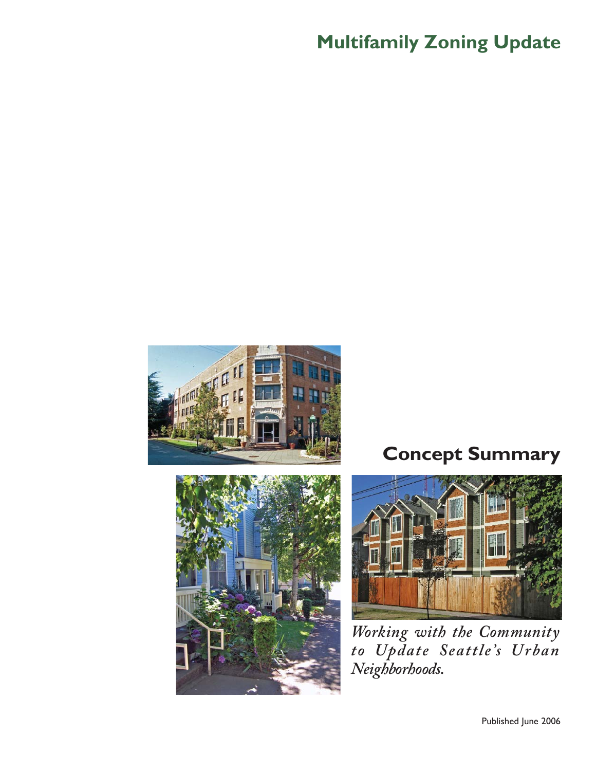# Multifamily Zoning Update

## Concept Summary

*Working with the Community to Update Seattle's Urban Neighborhoods.*

Published June 2006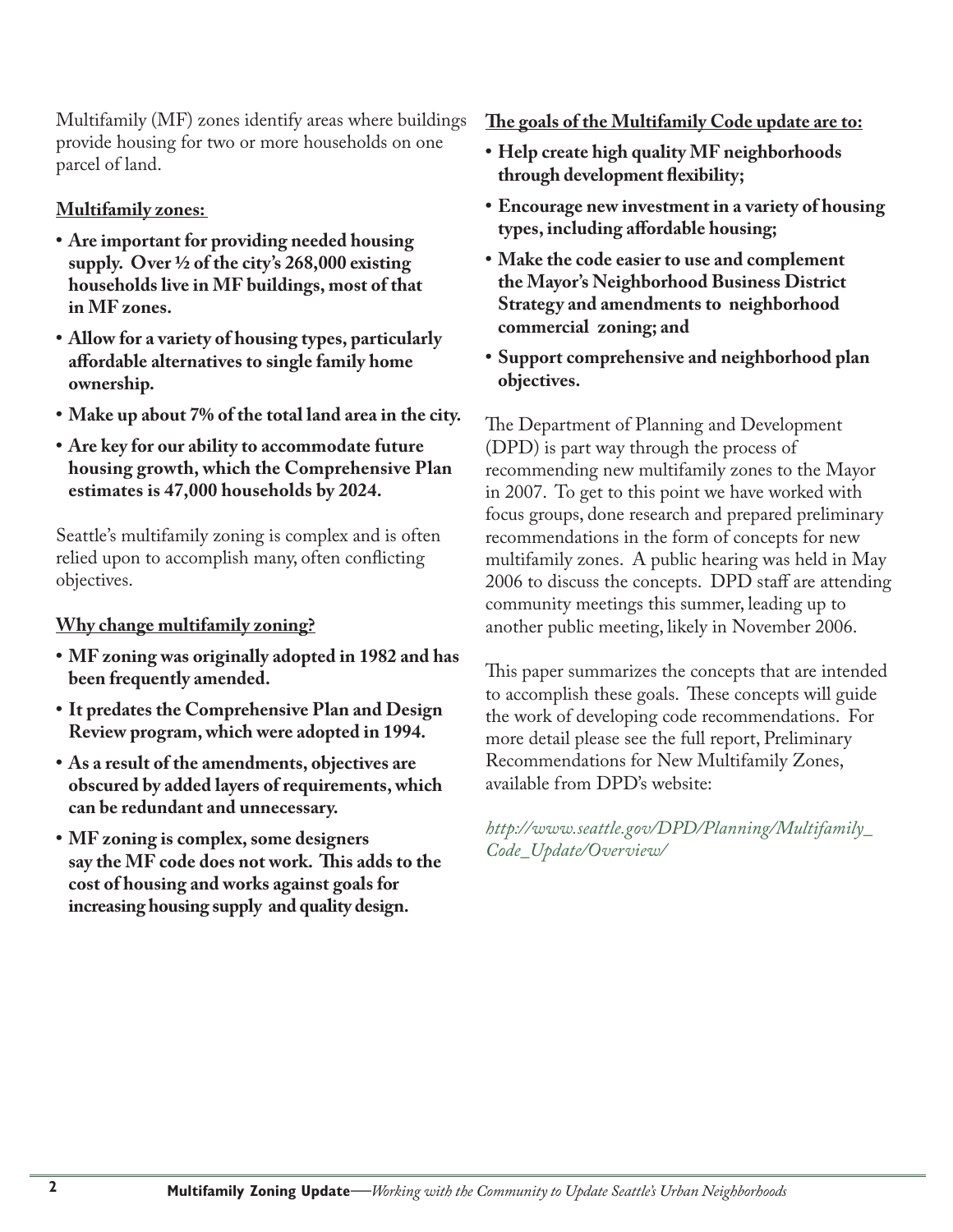Multifamily (MF) zones identify areas where buildings provide housing for two or more households on one parcel of land.

**Multifamily zones:**

- **Are important for providing needed housing supply. Over ½ of the city's 268,000 existing households live in MF buildings, most of that in MF zones.**
- **Allow for a variety of housing types, particularly affordable alternatives to single family home ownership.**
- **Make up about 7% of the total land area in the city.**
- **Are key for our ability to accommodate future housing growth, which the Comprehensive Plan estimates is 47,000 households by 2024.**

Seattle's multifamily zoning is complex and is often relied upon to accomplish many, often conflicting objectives.

**Why change multifamily zoning?**

- **MF zoning was originally adopted in 1982 and has been frequently amended.**
- **It predates the Comprehensive Plan and Design Review program, which were adopted in 1994.**
- **As a result of the amendments, objectives are obscured by added layers of requirements, which can be redundant and unnecessary.**
- **MF zoning is complex, some designers say the MF code does not work. This adds to the cost of housing and works against goals for increasing housing supply and quality design.**

**The goals of the Multifamily Code update are to:**

- **Help create high quality MF neighborhoods through development flexibility;**
- **Encourage new investment in a variety of housing types, including affordable housing;**
- **Make the code easier to use and complement the Mayor's Neighborhood Business District Strategy and amendments to neighborhood commercial zoning; and**
- **Support comprehensive and neighborhood plan objectives.**

The Department of Planning and Development (DPD) is part way through the process of recommending new multifamily zones to the Mayor in 2007. To get to this point we have worked with focus groups, done research and prepared preliminary recommendations in the form of concepts for new multifamily zones. A public hearing was held in May 2006 to discuss the concepts. DPD staff are attending community meetings this summer, leading up to another public meeting, likely in November 2006.

This paper summarizes the concepts that are intended to accomplish these goals. These concepts will guide the work of developing code recommendations. For more detail please see the full report, Preliminary Recommendations for New Multifamily Zones, available from DPD's website:

*http://www.seattle.gov/DPD/Planning/Multifamily_Code_Update/Overview/*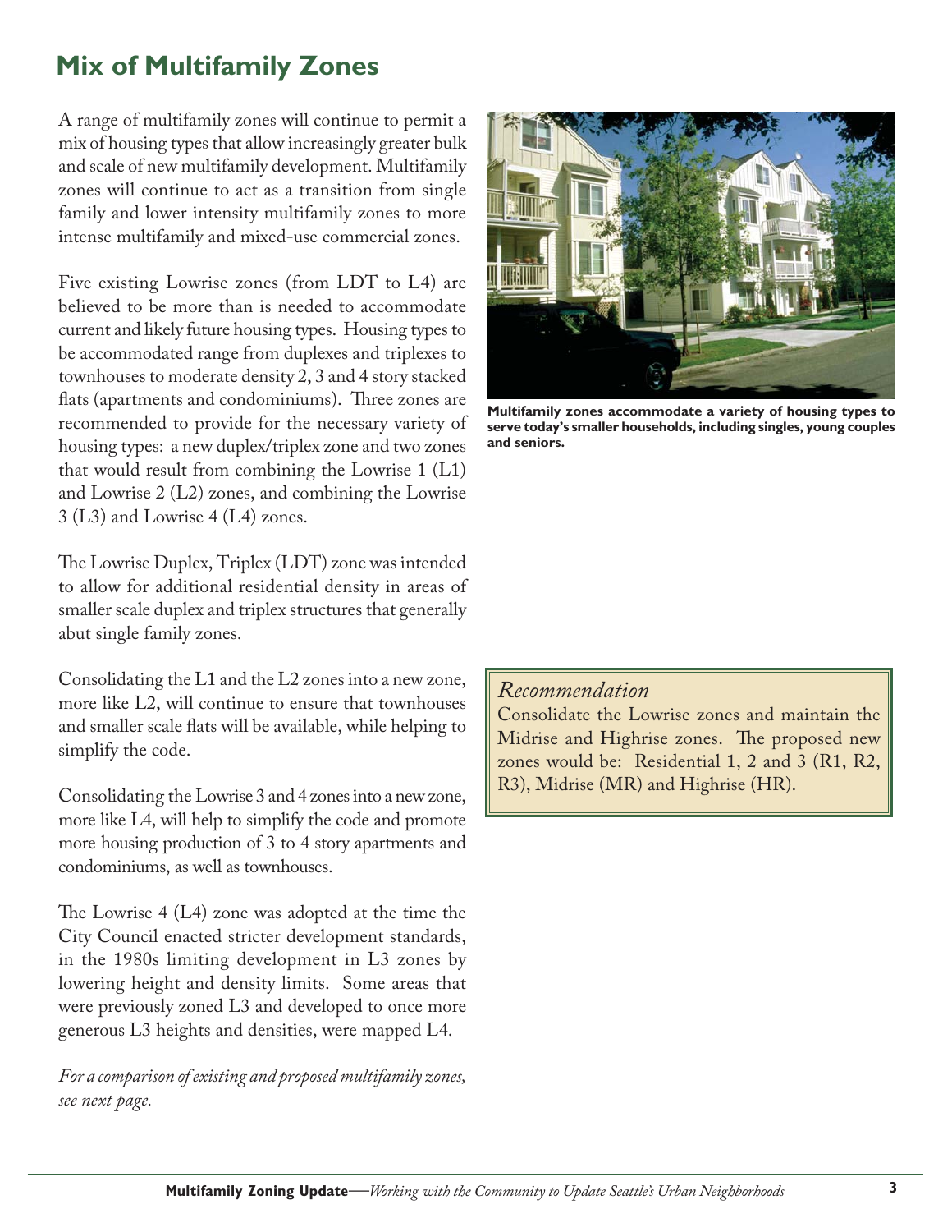## Mix of Multifamily Zones

A range of multifamily zones will continue to permit a mix of housing types that allow increasingly greater bulk and scale of new multifamily development. Multifamily zones will continue to act as a transition from single family and lower intensity multifamily zones to more intense multifamily and mixed-use commercial zones.

Five existing Lowrise zones (from LDT to L4) are believed to be more than is needed to accommodate current and likely future housing types. Housing types to be accommodated range from duplexes and triplexes to townhouses to moderate density 2, 3 and 4 story stacked flats (apartments and condominiums). Three zones are recommended to provide for the necessary variety of housing types: a new duplex/triplex zone and two zones that would result from combining the Lowrise 1 (L1) and Lowrise 2 (L2) zones, and combining the Lowrise 3 (L3) and Lowrise 4 (L4) zones.

The Lowrise Duplex, Triplex (LDT) zone was intended to allow for additional residential density in areas of smaller scale duplex and triplex structures that generally abut single family zones.

Consolidating the L1 and the L2 zones into a new zone, more like L2, will continue to ensure that townhouses and smaller scale flats will be available, while helping to simplify the code.

Consolidating the Lowrise 3 and 4 zones into a new zone, more like L4, will help to simplify the code and promote more housing production of 3 to 4 story apartments and condominiums, as well as townhouses.

The Lowrise 4 (L4) zone was adopted at the time the City Council enacted stricter development standards, in the 1980s limiting development in L3 zones by lowering height and density limits. Some areas that were previously zoned L3 and developed to once more generous L3 heights and densities, were mapped L4.

*For a comparison of existing and proposed multifamily zones, see next page.*

**Multifamily zones accommodate a variety of housing types to serve today's smaller households, including singles, young couples and seniors.**

*Recommendation*

Consolidate the Lowrise zones and maintain the Midrise and Highrise zones. The proposed new zones would be: Residential 1, 2 and 3 (R1, R2, R3), Midrise (MR) and Highrise (HR).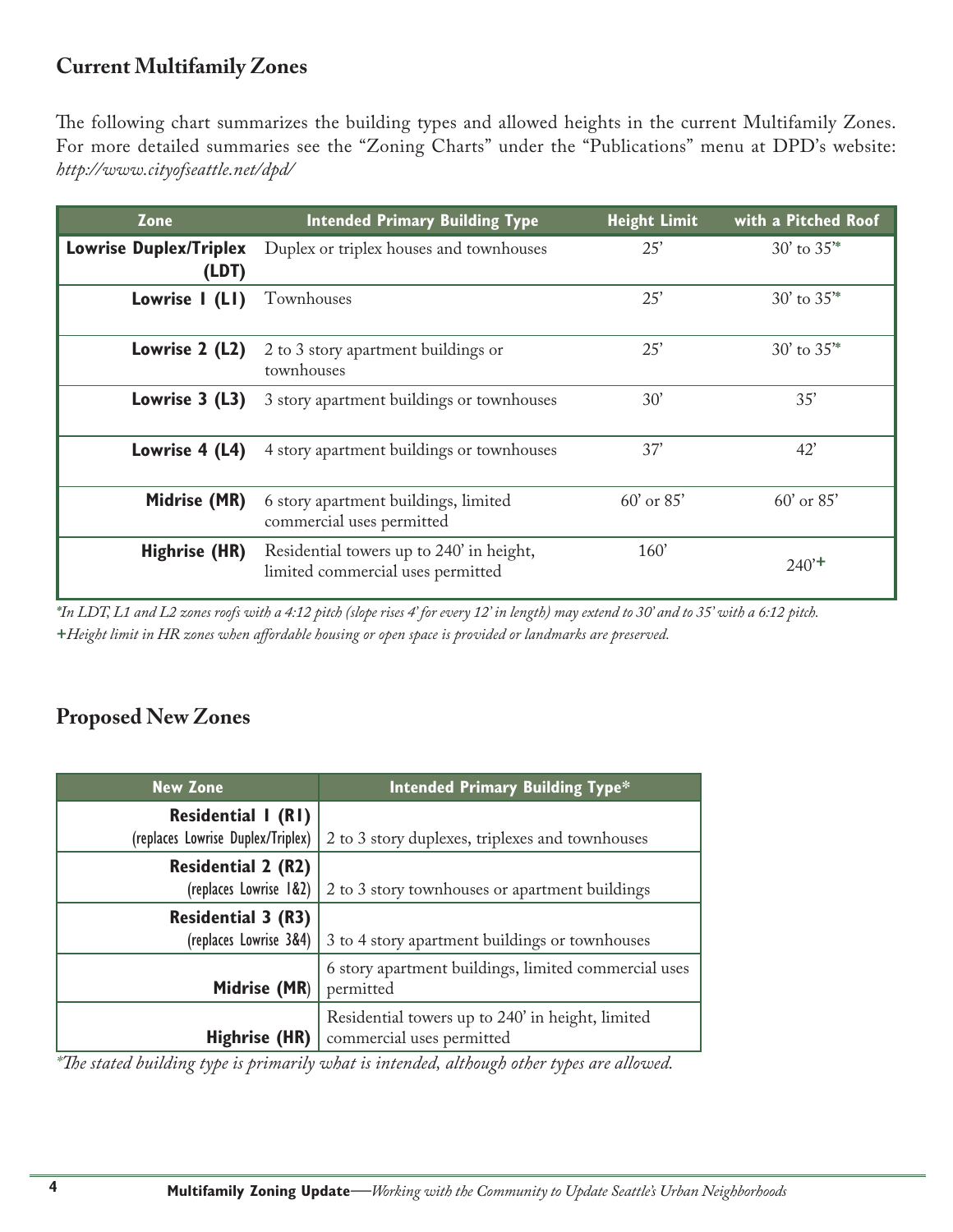## Current Multifamily Zones

The following chart summarizes the building types and allowed heights in the current Multifamily Zones. For more detailed summaries see the "Zoning Charts" under the "Publications" menu at DPD's website: *http://www.cityofseattle.net/dpd/*

| Zone | Intended Primary Building Type | Height Limit | with a Pitched Roof |
|---|---|---|---|
| **Lowrise Duplex/Triplex (LDT)** | Duplex or triplex houses and townhouses | 25' | 30' to 35'* |
| **Lowrise 1 (L1)** | Townhouses | 25' | 30' to 35'* |
| **Lowrise 2 (L2)** | 2 to 3 story apartment buildings or townhouses | 25' | 30' to 35'* |
| **Lowrise 3 (L3)** | 3 story apartment buildings or townhouses | 30' | 35' |
| **Lowrise 4 (L4)** | 4 story apartment buildings or townhouses | 37' | 42' |
| **Midrise (MR)** | 6 story apartment buildings, limited commercial uses permitted | 60' or 85' | 60' or 85' |
| **Highrise (HR)** | Residential towers up to 240' in height, limited commercial uses permitted | 160' | 240'+ |

*\*In LDT, L1 and L2 zones roofs with a 4:12 pitch (slope rises 4' for every 12' in length) may extend to 30' and to 35' with a 6:12 pitch.*
*+Height limit in HR zones when affordable housing or open space is provided or landmarks are preserved.*

## Proposed New Zones

| New Zone | Intended Primary Building Type* |
|---|---|
| **Residential 1 (R1)** (replaces Lowrise Duplex/Triplex) | 2 to 3 story duplexes, triplexes and townhouses |
| **Residential 2 (R2)** (replaces Lowrise 1&2) | 2 to 3 story townhouses or apartment buildings |
| **Residential 3 (R3)** (replaces Lowrise 3&4) | 3 to 4 story apartment buildings or townhouses |
| **Midrise (MR)** | 6 story apartment buildings, limited commercial uses permitted |
| **Highrise (HR)** | Residential towers up to 240' in height, limited commercial uses permitted |

*\*The stated building type is primarily what is intended, although other types are allowed.*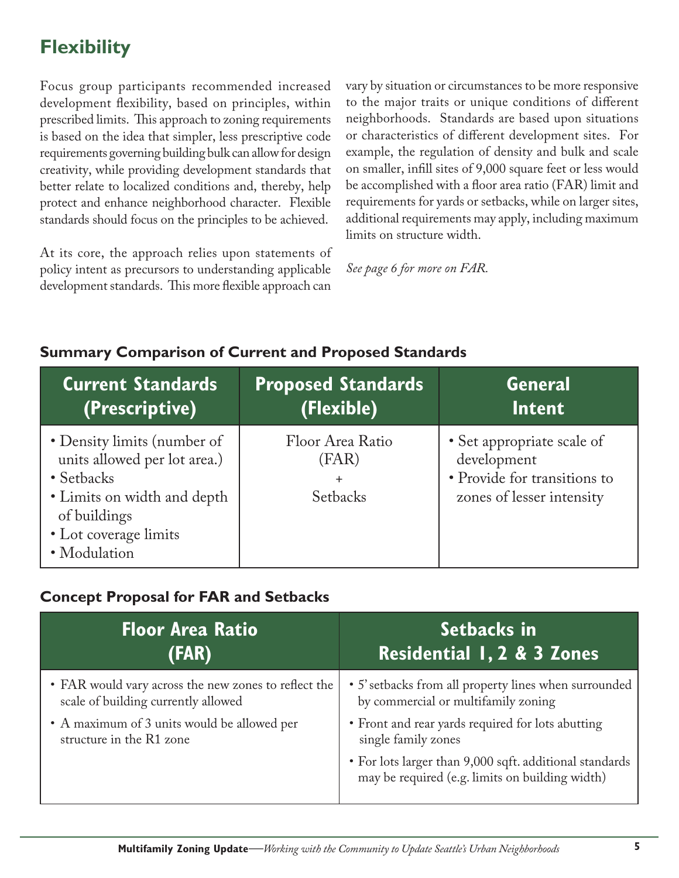## Flexibility

Focus group participants recommended increased development flexibility, based on principles, within prescribed limits. This approach to zoning requirements is based on the idea that simpler, less prescriptive code requirements governing building bulk can allow for design creativity, while providing development standards that better relate to localized conditions and, thereby, help protect and enhance neighborhood character. Flexible standards should focus on the principles to be achieved.

At its core, the approach relies upon statements of policy intent as precursors to understanding applicable development standards. This more flexible approach can vary by situation or circumstances to be more responsive to the major traits or unique conditions of different neighborhoods. Standards are based upon situations or characteristics of different development sites. For example, the regulation of density and bulk and scale on smaller, infill sites of 9,000 square feet or less would be accomplished with a floor area ratio (FAR) limit and requirements for yards or setbacks, while on larger sites, additional requirements may apply, including maximum limits on structure width.

*See page 6 for more on FAR.*

### Summary Comparison of Current and Proposed Standards

| Current Standards (Prescriptive) | Proposed Standards (Flexible) | General Intent |
|---|---|---|
| • Density limits (number of units allowed per lot area.)<br>• Setbacks<br>• Limits on width and depth of buildings<br>• Lot coverage limits<br>• Modulation | Floor Area Ratio (FAR)<br>+<br>Setbacks | • Set appropriate scale of development<br>• Provide for transitions to zones of lesser intensity |

### Concept Proposal for FAR and Setbacks

| Floor Area Ratio (FAR) | Setbacks in Residential 1, 2 & 3 Zones |
|---|---|
| • FAR would vary across the new zones to reflect the scale of building currently allowed<br>• A maximum of 3 units would be allowed per structure in the R1 zone | • 5' setbacks from all property lines when surrounded by commercial or multifamily zoning<br>• Front and rear yards required for lots abutting single family zones<br>• For lots larger than 9,000 sqft. additional standards may be required (e.g. limits on building width) |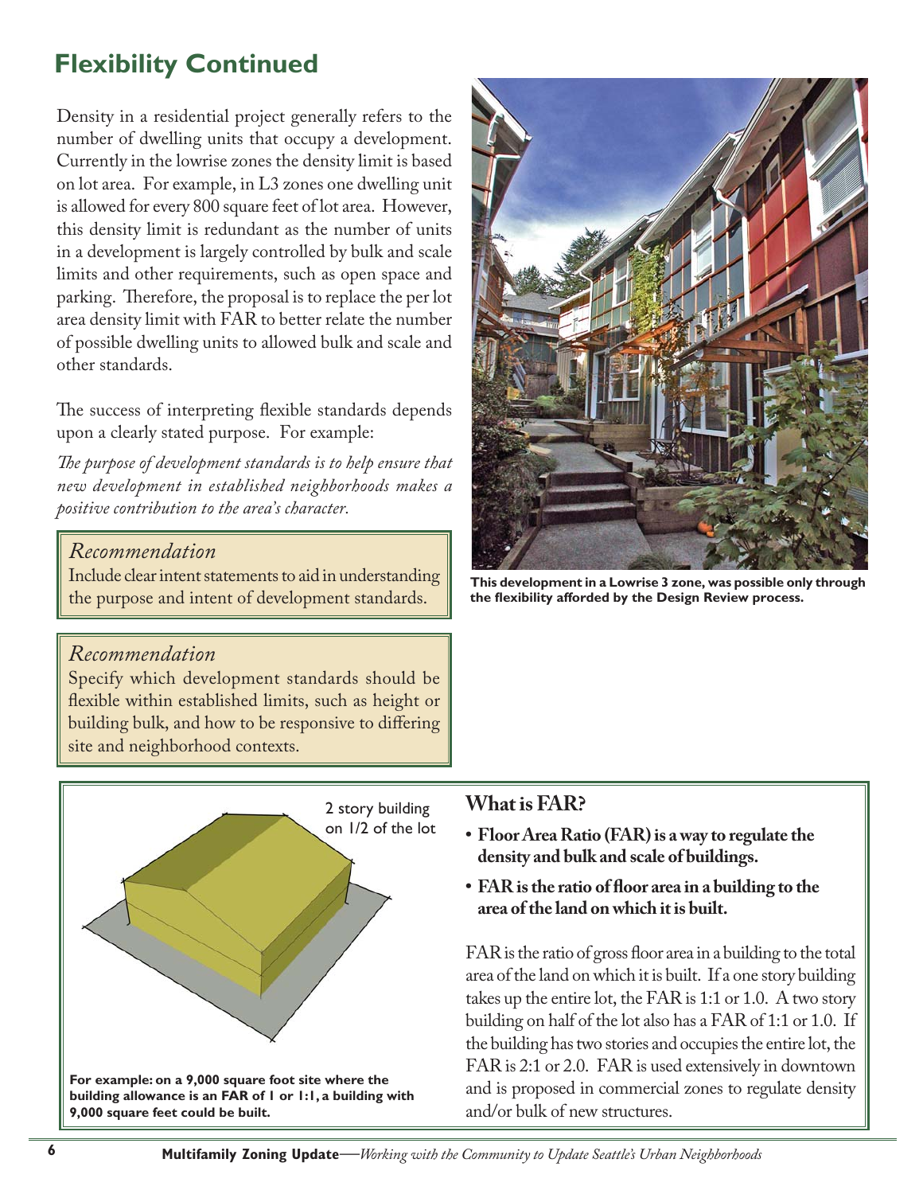## Flexibility Continued

Density in a residential project generally refers to the number of dwelling units that occupy a development. Currently in the lowrise zones the density limit is based on lot area. For example, in L3 zones one dwelling unit is allowed for every 800 square feet of lot area. However, this density limit is redundant as the number of units in a development is largely controlled by bulk and scale limits and other requirements, such as open space and parking. Therefore, the proposal is to replace the per lot area density limit with FAR to better relate the number of possible dwelling units to allowed bulk and scale and other standards.

The success of interpreting flexible standards depends upon a clearly stated purpose. For example:

*The purpose of development standards is to help ensure that new development in established neighborhoods makes a positive contribution to the area's character.*

> *Recommendation*
>
> Include clear intent statements to aid in understanding the purpose and intent of development standards.

> *Recommendation*
>
> Specify which development standards should be flexible within established limits, such as height or building bulk, and how to be responsive to differing site and neighborhood contexts.

**This development in a Lowrise 3 zone, was possible only through the flexibility afforded by the Design Review process.**

2 story building on 1/2 of the lot

**For example: on a 9,000 square foot site where the building allowance is an FAR of 1 or 1:1, a building with 9,000 square feet could be built.**

### What is FAR?

- **Floor Area Ratio (FAR) is a way to regulate the density and bulk and scale of buildings.**
- **FAR is the ratio of floor area in a building to the area of the land on which it is built.**

FAR is the ratio of gross floor area in a building to the total area of the land on which it is built. If a one story building takes up the entire lot, the FAR is 1:1 or 1.0. A two story building on half of the lot also has a FAR of 1:1 or 1.0. If the building has two stories and occupies the entire lot, the FAR is 2:1 or 2.0. FAR is used extensively in downtown and is proposed in commercial zones to regulate density and/or bulk of new structures.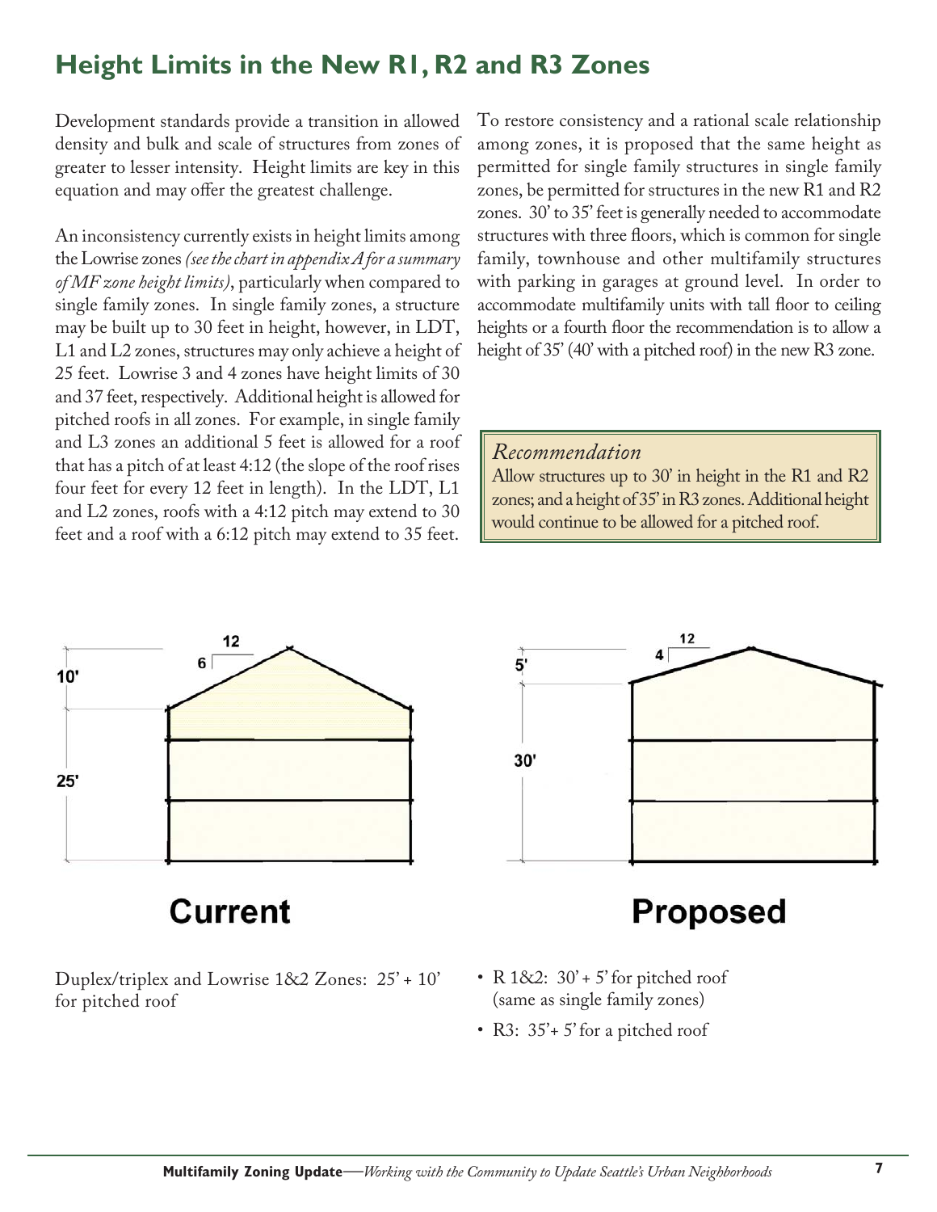# Height Limits in the New R1, R2 and R3 Zones

Development standards provide a transition in allowed density and bulk and scale of structures from zones of greater to lesser intensity. Height limits are key in this equation and may offer the greatest challenge.

An inconsistency currently exists in height limits among the Lowrise zones *(see the chart in appendix A for a summary of MF zone height limits)*, particularly when compared to single family zones. In single family zones, a structure may be built up to 30 feet in height, however, in LDT, L1 and L2 zones, structures may only achieve a height of 25 feet. Lowrise 3 and 4 zones have height limits of 30 and 37 feet, respectively. Additional height is allowed for pitched roofs in all zones. For example, in single family and L3 zones an additional 5 feet is allowed for a roof that has a pitch of at least 4:12 (the slope of the roof rises four feet for every 12 feet in length). In the LDT, L1 and L2 zones, roofs with a 4:12 pitch may extend to 30 feet and a roof with a 6:12 pitch may extend to 35 feet.

To restore consistency and a rational scale relationship among zones, it is proposed that the same height as permitted for single family structures in single family zones, be permitted for structures in the new R1 and R2 zones. 30' to 35' feet is generally needed to accommodate structures with three floors, which is common for single family, townhouse and other multifamily structures with parking in garages at ground level. In order to accommodate multifamily units with tall floor to ceiling heights or a fourth floor the recommendation is to allow a height of 35' (40' with a pitched roof) in the new R3 zone.

> *Recommendation*
>
> Allow structures up to 30' in height in the R1 and R2 zones; and a height of 35' in R3 zones. Additional height would continue to be allowed for a pitched roof.

12
6
10'
25'

**Current**

Duplex/triplex and Lowrise 1&2 Zones: 25' + 10' for pitched roof

12
4
5'
30'

**Proposed**

- R 1&2: 30' + 5' for pitched roof (same as single family zones)
- R3: 35'+ 5' for a pitched roof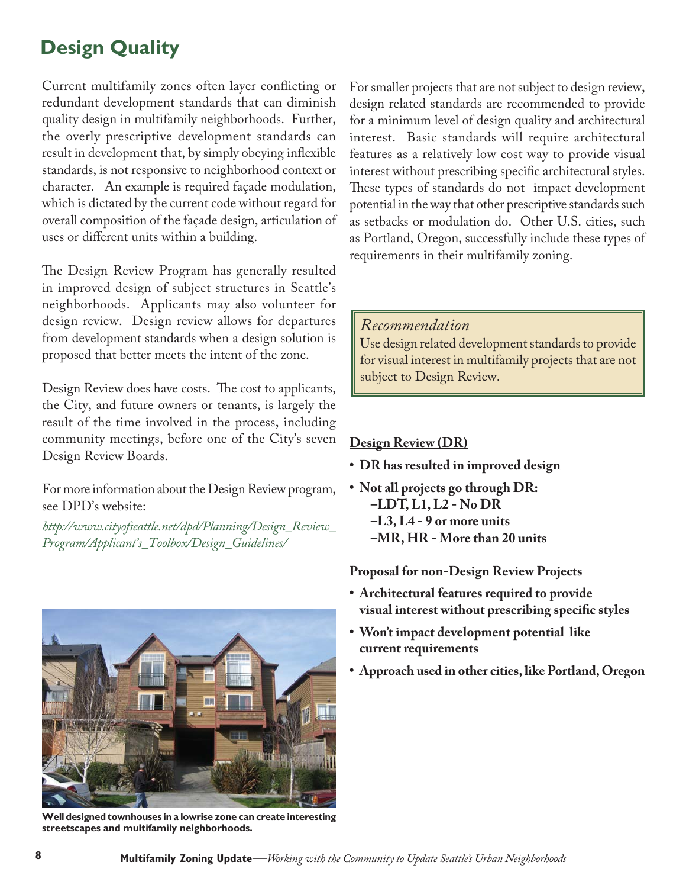# Design Quality

Current multifamily zones often layer conflicting or redundant development standards that can diminish quality design in multifamily neighborhoods. Further, the overly prescriptive development standards can result in development that, by simply obeying inflexible standards, is not responsive to neighborhood context or character. An example is required façade modulation, which is dictated by the current code without regard for overall composition of the façade design, articulation of uses or different units within a building.

The Design Review Program has generally resulted in improved design of subject structures in Seattle's neighborhoods. Applicants may also volunteer for design review. Design review allows for departures from development standards when a design solution is proposed that better meets the intent of the zone.

Design Review does have costs. The cost to applicants, the City, and future owners or tenants, is largely the result of the time involved in the process, including community meetings, before one of the City's seven Design Review Boards.

For more information about the Design Review program, see DPD's website:

*http://www.cityofseattle.net/dpd/Planning/Design_Review_Program/Applicant's_Toolbox/Design_Guidelines/*

**Well designed townhouses in a lowrise zone can create interesting streetscapes and multifamily neighborhoods.**

For smaller projects that are not subject to design review, design related standards are recommended to provide for a minimum level of design quality and architectural interest. Basic standards will require architectural features as a relatively low cost way to provide visual interest without prescribing specific architectural styles. These types of standards do not impact development potential in the way that other prescriptive standards such as setbacks or modulation do. Other U.S. cities, such as Portland, Oregon, successfully include these types of requirements in their multifamily zoning.

> *Recommendation*
>
> Use design related development standards to provide for visual interest in multifamily projects that are not subject to Design Review.

**Design Review (DR)**

- **DR has resulted in improved design**
- **Not all projects go through DR:**
  - **LDT, L1, L2 - No DR**
  - **L3, L4 - 9 or more units**
  - **MR, HR - More than 20 units**

**Proposal for non-Design Review Projects**

- **Architectural features required to provide visual interest without prescribing specific styles**
- **Won't impact development potential like current requirements**
- **Approach used in other cities, like Portland, Oregon**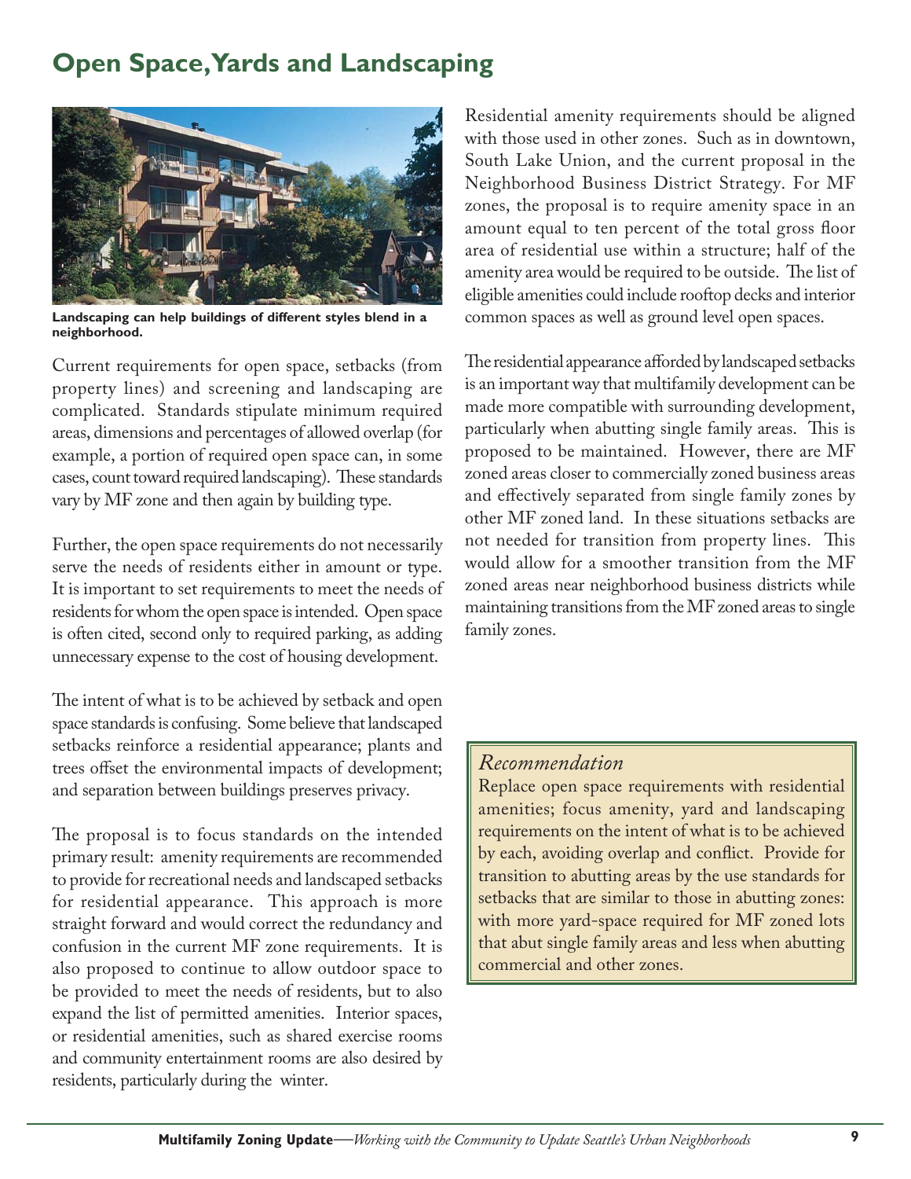# Open Space, Yards and Landscaping

**Landscaping can help buildings of different styles blend in a neighborhood.**

Current requirements for open space, setbacks (from property lines) and screening and landscaping are complicated. Standards stipulate minimum required areas, dimensions and percentages of allowed overlap (for example, a portion of required open space can, in some cases, count toward required landscaping). These standards vary by MF zone and then again by building type.

Further, the open space requirements do not necessarily serve the needs of residents either in amount or type. It is important to set requirements to meet the needs of residents for whom the open space is intended. Open space is often cited, second only to required parking, as adding unnecessary expense to the cost of housing development.

The intent of what is to be achieved by setback and open space standards is confusing. Some believe that landscaped setbacks reinforce a residential appearance; plants and trees offset the environmental impacts of development; and separation between buildings preserves privacy.

The proposal is to focus standards on the intended primary result: amenity requirements are recommended to provide for recreational needs and landscaped setbacks for residential appearance. This approach is more straight forward and would correct the redundancy and confusion in the current MF zone requirements. It is also proposed to continue to allow outdoor space to be provided to meet the needs of residents, but to also expand the list of permitted amenities. Interior spaces, or residential amenities, such as shared exercise rooms and community entertainment rooms are also desired by residents, particularly during the winter.

Residential amenity requirements should be aligned with those used in other zones. Such as in downtown, South Lake Union, and the current proposal in the Neighborhood Business District Strategy. For MF zones, the proposal is to require amenity space in an amount equal to ten percent of the total gross floor area of residential use within a structure; half of the amenity area would be required to be outside. The list of eligible amenities could include rooftop decks and interior common spaces as well as ground level open spaces.

The residential appearance afforded by landscaped setbacks is an important way that multifamily development can be made more compatible with surrounding development, particularly when abutting single family areas. This is proposed to be maintained. However, there are MF zoned areas closer to commercially zoned business areas and effectively separated from single family zones by other MF zoned land. In these situations setbacks are not needed for transition from property lines. This would allow for a smoother transition from the MF zoned areas near neighborhood business districts while maintaining transitions from the MF zoned areas to single family zones.

*Recommendation*

Replace open space requirements with residential amenities; focus amenity, yard and landscaping requirements on the intent of what is to be achieved by each, avoiding overlap and conflict. Provide for transition to abutting areas by the use standards for setbacks that are similar to those in abutting zones: with more yard-space required for MF zoned lots that abut single family areas and less when abutting commercial and other zones.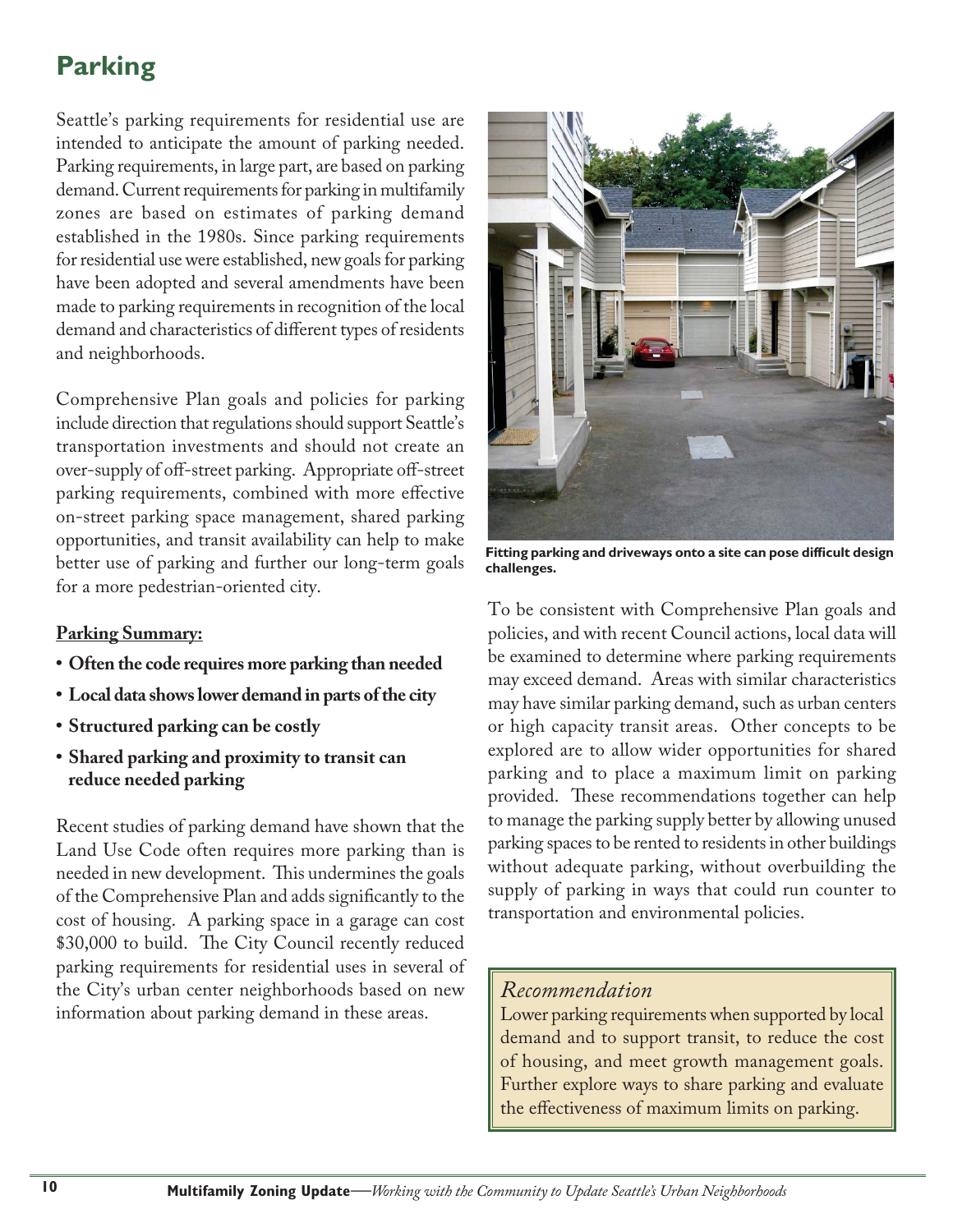## Parking

Seattle's parking requirements for residential use are intended to anticipate the amount of parking needed. Parking requirements, in large part, are based on parking demand. Current requirements for parking in multifamily zones are based on estimates of parking demand established in the 1980s. Since parking requirements for residential use were established, new goals for parking have been adopted and several amendments have been made to parking requirements in recognition of the local demand and characteristics of different types of residents and neighborhoods.

Comprehensive Plan goals and policies for parking include direction that regulations should support Seattle's transportation investments and should not create an over-supply of off-street parking. Appropriate off-street parking requirements, combined with more effective on-street parking space management, shared parking opportunities, and transit availability can help to make better use of parking and further our long-term goals for a more pedestrian-oriented city.

**Parking Summary:**

- **Often the code requires more parking than needed**
- **Local data shows lower demand in parts of the city**
- **Structured parking can be costly**
- **Shared parking and proximity to transit can reduce needed parking**

Recent studies of parking demand have shown that the Land Use Code often requires more parking than is needed in new development. This undermines the goals of the Comprehensive Plan and adds significantly to the cost of housing. A parking space in a garage can cost $30,000 to build. The City Council recently reduced parking requirements for residential uses in several of the City's urban center neighborhoods based on new information about parking demand in these areas.

**Fitting parking and driveways onto a site can pose difficult design challenges.**

To be consistent with Comprehensive Plan goals and policies, and with recent Council actions, local data will be examined to determine where parking requirements may exceed demand. Areas with similar characteristics may have similar parking demand, such as urban centers or high capacity transit areas. Other concepts to be explored are to allow wider opportunities for shared parking and to place a maximum limit on parking provided. These recommendations together can help to manage the parking supply better by allowing unused parking spaces to be rented to residents in other buildings without adequate parking, without overbuilding the supply of parking in ways that could run counter to transportation and environmental policies.

*Recommendation*

Lower parking requirements when supported by local demand and to support transit, to reduce the cost of housing, and meet growth management goals. Further explore ways to share parking and evaluate the effectiveness of maximum limits on parking.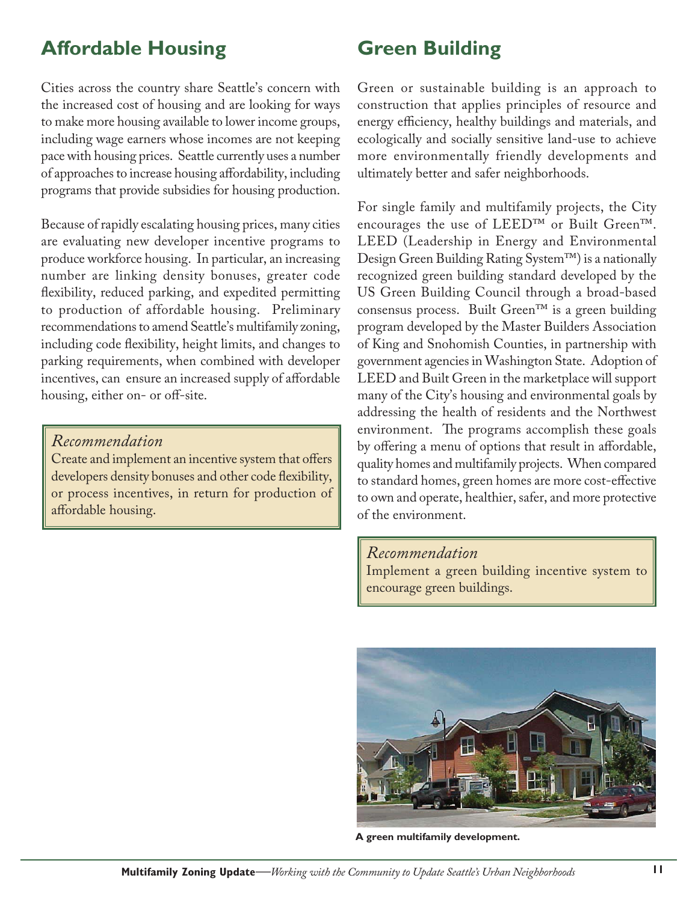## Affordable Housing

Cities across the country share Seattle's concern with the increased cost of housing and are looking for ways to make more housing available to lower income groups, including wage earners whose incomes are not keeping pace with housing prices. Seattle currently uses a number of approaches to increase housing affordability, including programs that provide subsidies for housing production.

Because of rapidly escalating housing prices, many cities are evaluating new developer incentive programs to produce workforce housing. In particular, an increasing number are linking density bonuses, greater code flexibility, reduced parking, and expedited permitting to production of affordable housing. Preliminary recommendations to amend Seattle's multifamily zoning, including code flexibility, height limits, and changes to parking requirements, when combined with developer incentives, can ensure an increased supply of affordable housing, either on- or off-site.

> *Recommendation*
> Create and implement an incentive system that offers developers density bonuses and other code flexibility, or process incentives, in return for production of affordable housing.

## Green Building

Green or sustainable building is an approach to construction that applies principles of resource and energy efficiency, healthy buildings and materials, and ecologically and socially sensitive land-use to achieve more environmentally friendly developments and ultimately better and safer neighborhoods.

For single family and multifamily projects, the City encourages the use of LEED™ or Built Green™. LEED (Leadership in Energy and Environmental Design Green Building Rating System™) is a nationally recognized green building standard developed by the US Green Building Council through a broad-based consensus process. Built Green™ is a green building program developed by the Master Builders Association of King and Snohomish Counties, in partnership with government agencies in Washington State. Adoption of LEED and Built Green in the marketplace will support many of the City's housing and environmental goals by addressing the health of residents and the Northwest environment. The programs accomplish these goals by offering a menu of options that result in affordable, quality homes and multifamily projects. When compared to standard homes, green homes are more cost-effective to own and operate, healthier, safer, and more protective of the environment.

> *Recommendation*
> Implement a green building incentive system to encourage green buildings.

**A green multifamily development.**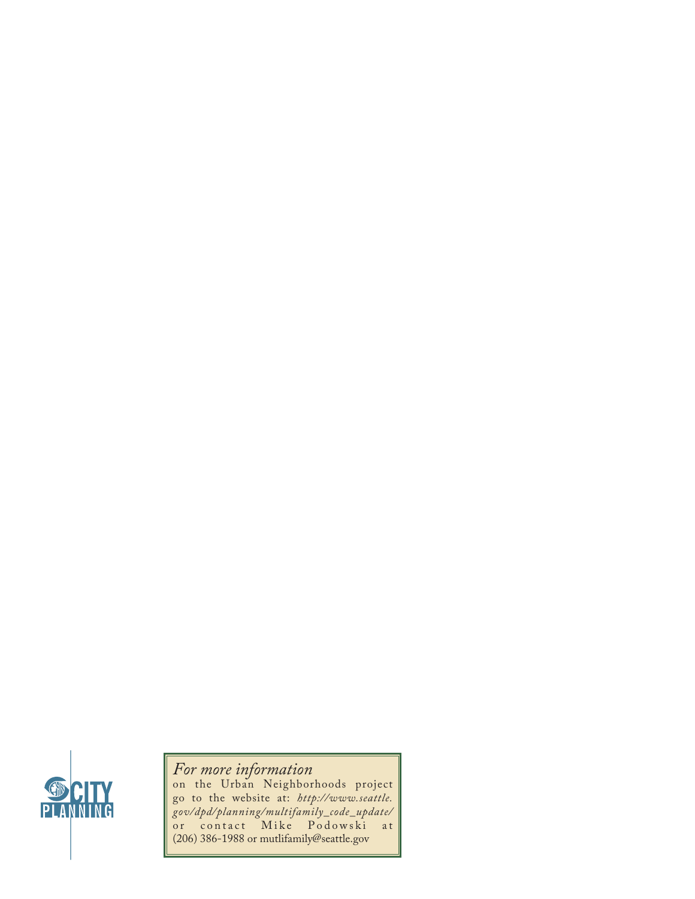CITY PLANNING

*For more information*
on the Urban Neighborhoods project go to the website at: *http://www.seattle.gov/dpd/planning/multifamily_code_update/* or contact Mike Podowski at (206) 386-1988 or mutlifamily@seattle.gov